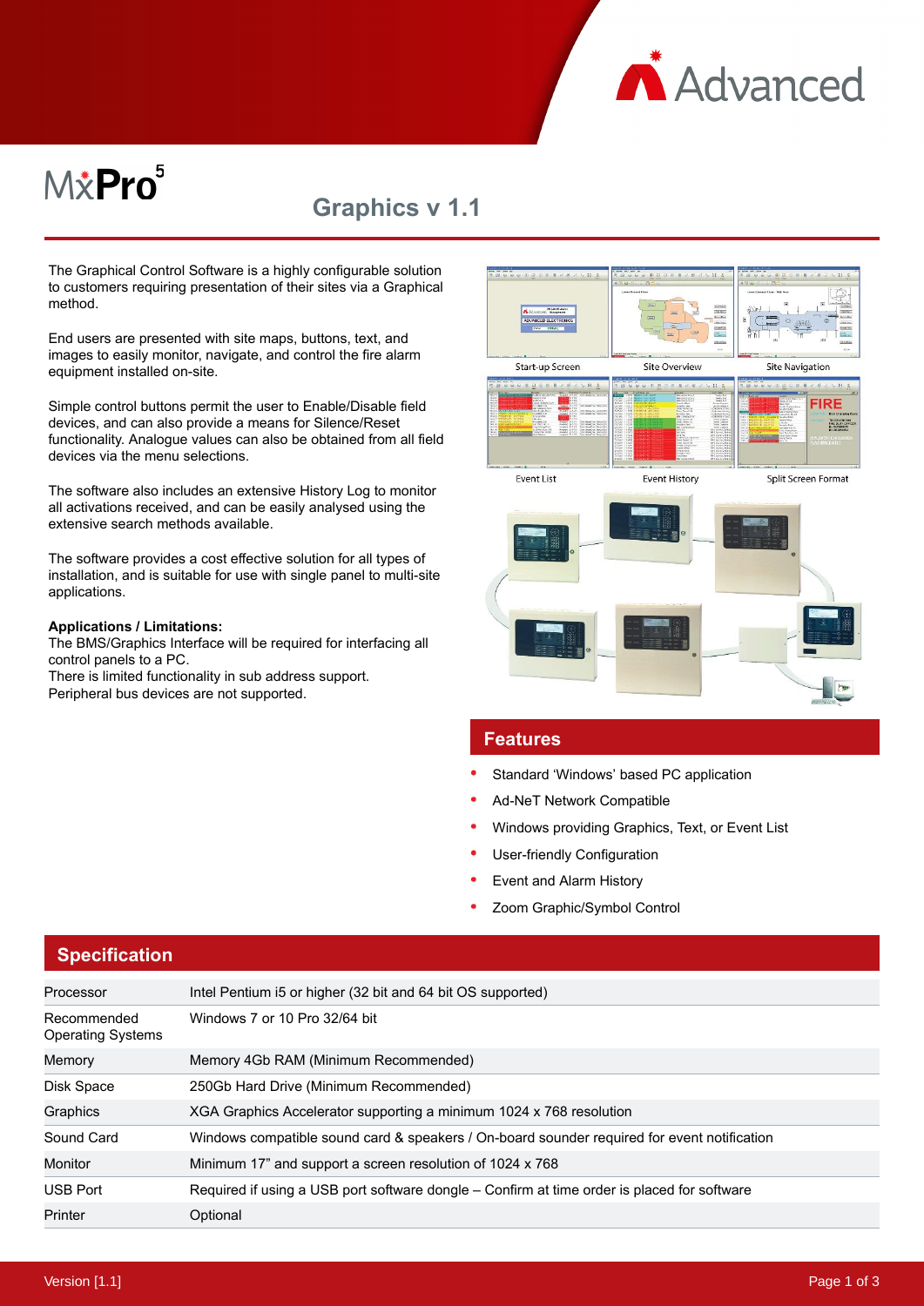# MxPro 5

## Graphics v 1.1

The Graphical Control Software is a highly configurable solution to customers requiring presentation of their sites via a Graphical method.

End users are presented with site maps, buttons, text, and images to easily monitor, navigate, and control the fire alarm equipment installed on-site.

Simple control buttons permit the user to Enable/Disable field devices, and can also provide a means for Silence/Reset functionality. Analogue values can also be obtained from all field devices via the menu selections.

The software also includes an extensive History Log to monitor all activations received, and can be easily analysed using the extensive search methods available.

The software provides a cost effective solution for all types of installation, and is suitable for use with single panel to multi-site applications.

**Applications / Limitations:**
The BMS/Graphics Interface will be required for interfacing all control panels to a PC.
There is limited functionality in sub address support.
Peripheral bus devices are not supported.

Start-up Screen | Site Overview | Site Navigation

Event List | Event History | Split Screen Format

## Features

- Standard 'Windows' based PC application
- Ad-NeT Network Compatible
- Windows providing Graphics, Text, or Event List
- User-friendly Configuration
- Event and Alarm History
- Zoom Graphic/Symbol Control

## Specification

| | |
|---|---|
| Processor | Intel Pentium i5 or higher (32 bit and 64 bit OS supported) |
| Recommended Operating Systems | Windows 7 or 10 Pro 32/64 bit |
| Memory | Memory 4Gb RAM (Minimum Recommended) |
| Disk Space | 250Gb Hard Drive (Minimum Recommended) |
| Graphics | XGA Graphics Accelerator supporting a minimum 1024 x 768 resolution |
| Sound Card | Windows compatible sound card & speakers / On-board sounder required for event notification |
| Monitor | Minimum 17" and support a screen resolution of 1024 x 768 |
| USB Port | Required if using a USB port software dongle – Confirm at time order is placed for software |
| Printer | Optional |

Version [1.1]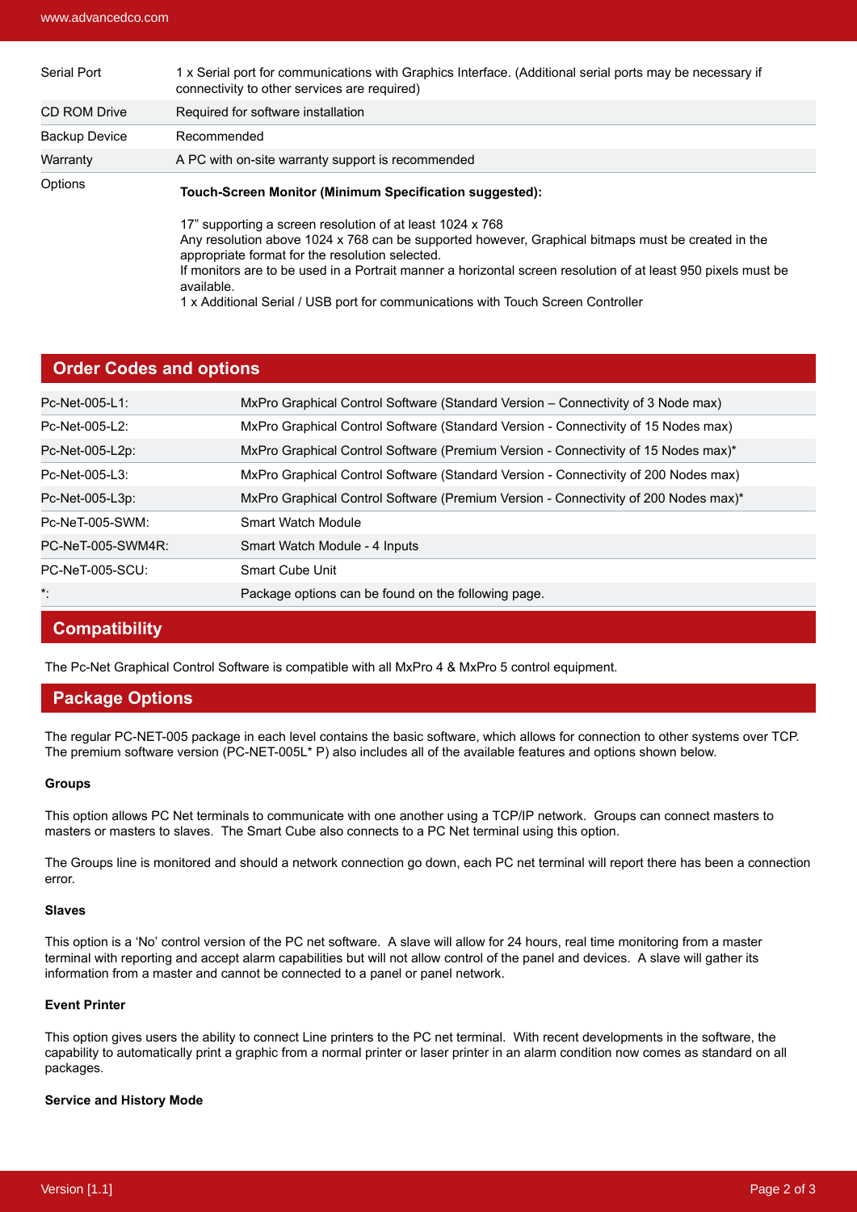| | |
|---|---|
| Serial Port | 1 x Serial port for communications with Graphics Interface. (Additional serial ports may be necessary if connectivity to other services are required) |
| CD ROM Drive | Required for software installation |
| Backup Device | Recommended |
| Warranty | A PC with on-site warranty support is recommended |
| Options | **Touch-Screen Monitor (Minimum Specification suggested):** 17" supporting a screen resolution of at least 1024 x 768 Any resolution above 1024 x 768 can be supported however, Graphical bitmaps must be created in the appropriate format for the resolution selected. If monitors are to be used in a Portrait manner a horizontal screen resolution of at least 950 pixels must be available. 1 x Additional Serial / USB port for communications with Touch Screen Controller |

## Order Codes and options

| | |
|---|---|
| Pc-Net-005-L1: | MxPro Graphical Control Software (Standard Version – Connectivity of 3 Node max) |
| Pc-Net-005-L2: | MxPro Graphical Control Software (Standard Version - Connectivity of 15 Nodes max) |
| Pc-Net-005-L2p: | MxPro Graphical Control Software (Premium Version - Connectivity of 15 Nodes max)* |
| Pc-Net-005-L3: | MxPro Graphical Control Software (Standard Version - Connectivity of 200 Nodes max) |
| Pc-Net-005-L3p: | MxPro Graphical Control Software (Premium Version - Connectivity of 200 Nodes max)* |
| Pc-NeT-005-SWM: | Smart Watch Module |
| PC-NeT-005-SWM4R: | Smart Watch Module - 4 Inputs |
| PC-NeT-005-SCU: | Smart Cube Unit |
| *: | Package options can be found on the following page. |

## Compatibility

The Pc-Net Graphical Control Software is compatible with all MxPro 4 & MxPro 5 control equipment.

## Package Options

The regular PC-NET-005 package in each level contains the basic software, which allows for connection to other systems over TCP. The premium software version (PC-NET-005L* P) also includes all of the available features and options shown below.

**Groups**

This option allows PC Net terminals to communicate with one another using a TCP/IP network. Groups can connect masters to masters or masters to slaves. The Smart Cube also connects to a PC Net terminal using this option.

The Groups line is monitored and should a network connection go down, each PC net terminal will report there has been a connection error.

**Slaves**

This option is a 'No' control version of the PC net software. A slave will allow for 24 hours, real time monitoring from a master terminal with reporting and accept alarm capabilities but will not allow control of the panel and devices. A slave will gather its information from a master and cannot be connected to a panel or panel network.

**Event Printer**

This option gives users the ability to connect Line printers to the PC net terminal. With recent developments in the software, the capability to automatically print a graphic from a normal printer or laser printer in an alarm condition now comes as standard on all packages.

**Service and History Mode**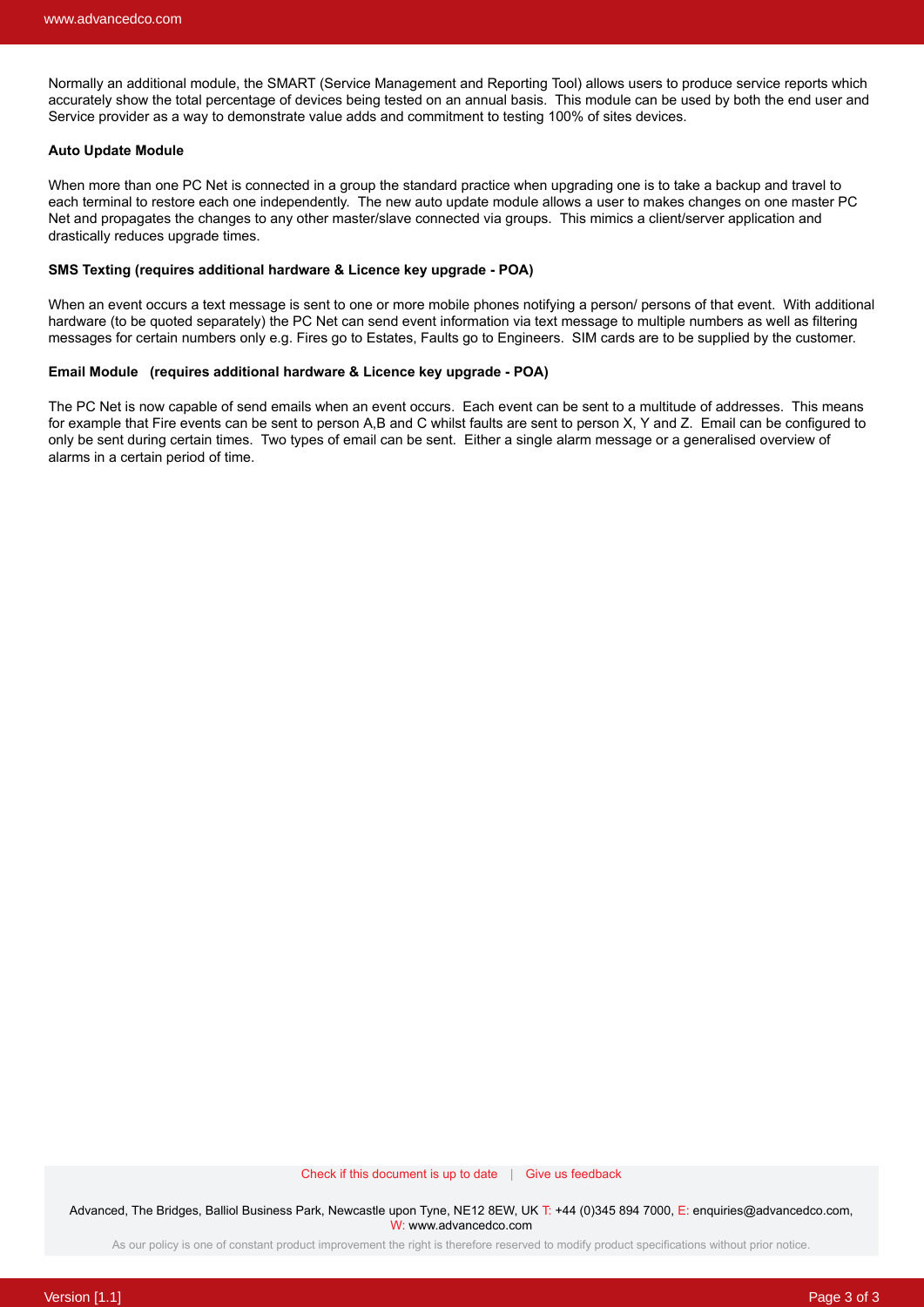Normally an additional module, the SMART (Service Management and Reporting Tool) allows users to produce service reports which accurately show the total percentage of devices being tested on an annual basis. This module can be used by both the end user and Service provider as a way to demonstrate value adds and commitment to testing 100% of sites devices.

**Auto Update Module**

When more than one PC Net is connected in a group the standard practice when upgrading one is to take a backup and travel to each terminal to restore each one independently. The new auto update module allows a user to makes changes on one master PC Net and propagates the changes to any other master/slave connected via groups. This mimics a client/server application and drastically reduces upgrade times.

**SMS Texting (requires additional hardware & Licence key upgrade - POA)**

When an event occurs a text message is sent to one or more mobile phones notifying a person/ persons of that event. With additional hardware (to be quoted separately) the PC Net can send event information via text message to multiple numbers as well as filtering messages for certain numbers only e.g. Fires go to Estates, Faults go to Engineers. SIM cards are to be supplied by the customer.

**Email Module (requires additional hardware & Licence key upgrade - POA)**

The PC Net is now capable of send emails when an event occurs. Each event can be sent to a multitude of addresses. This means for example that Fire events can be sent to person A,B and C whilst faults are sent to person X, Y and Z. Email can be configured to only be sent during certain times. Two types of email can be sent. Either a single alarm message or a generalised overview of alarms in a certain period of time.

Check if this document is up to date | Give us feedback

Advanced, The Bridges, Balliol Business Park, Newcastle upon Tyne, NE12 8EW, UK T: +44 (0)345 894 7000, E: enquiries@advancedco.com, W: www.advancedco.com

As our policy is one of constant product improvement the right is therefore reserved to modify product specifications without prior notice.